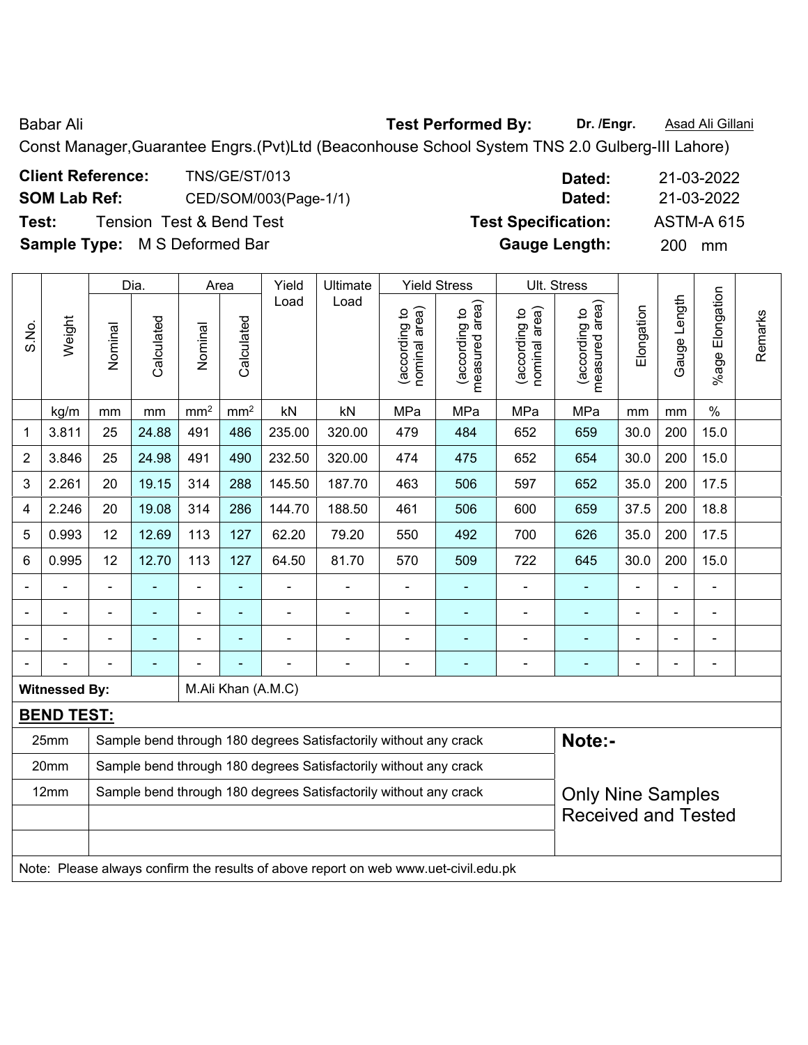Babar Ali **Test Performed By:** **Dr. /Engr.** Asad Ali Gillani

Const Manager,Guarantee Engrs.(Pvt)Ltd (Beaconhouse School System TNS 2.0 Gulberg-III Lahore)

**Client Reference:** TNS/GE/ST/013 **Dated:** 21-03-2022

**SOM Lab Ref:** CED/SOM/003(Page-1/1) **Dated:** 21-03-2022

**Test:** Tension Test & Bend Test **Test Specification:** ASTM-A 615

**Sample Type:** M S Deformed Bar **Gauge Length:** 200 mm

| S.No. | Weight | Dia. | | Area | | Yield Load | Ultimate Load | Yield Stress | | Ult. Stress | | Elongation | Gauge Length | %age Elongation | Remarks |
|---|---|---|---|---|---|---|---|---|---|---|---|---|---|---|---|
| | | Nominal | Calculated | Nominal | Calculated | | | (according to nominal area) | (according to measured area) | (according to nominal area) | (according to measured area) | | | | |
| | kg/m | mm | mm | mm² | mm² | kN | kN | MPa | MPa | MPa | MPa | mm | mm | % | |
| 1 | 3.811 | 25 | 24.88 | 491 | 486 | 235.00 | 320.00 | 479 | 484 | 652 | 659 | 30.0 | 200 | 15.0 | |
| 2 | 3.846 | 25 | 24.98 | 491 | 490 | 232.50 | 320.00 | 474 | 475 | 652 | 654 | 30.0 | 200 | 15.0 | |
| 3 | 2.261 | 20 | 19.15 | 314 | 288 | 145.50 | 187.70 | 463 | 506 | 597 | 652 | 35.0 | 200 | 17.5 | |
| 4 | 2.246 | 20 | 19.08 | 314 | 286 | 144.70 | 188.50 | 461 | 506 | 600 | 659 | 37.5 | 200 | 18.8 | |
| 5 | 0.993 | 12 | 12.69 | 113 | 127 | 62.20 | 79.20 | 550 | 492 | 700 | 626 | 35.0 | 200 | 17.5 | |
| 6 | 0.995 | 12 | 12.70 | 113 | 127 | 64.50 | 81.70 | 570 | 509 | 722 | 645 | 30.0 | 200 | 15.0 | |
| - | - | - | - | - | - | - | - | - | - | - | - | - | - | - | |
| - | - | - | - | - | - | - | - | - | - | - | - | - | - | - | |
| - | - | - | - | - | - | - | - | - | - | - | - | - | - | - | |
| - | - | - | - | - | - | - | - | - | - | - | - | - | - | - | |

**Witnessed By:** M.Ali Khan (A.M.C)

**BEND TEST:**

| | | |
|---|---|---|
| 25mm | Sample bend through 180 degrees Satisfactorily without any crack | **Note:-** |
| 20mm | Sample bend through 180 degrees Satisfactorily without any crack | |
| 12mm | Sample bend through 180 degrees Satisfactorily without any crack | Only Nine Samples Received and Tested |
| | | |
| | | |

Note: Please always confirm the results of above report on web www.uet-civil.edu.pk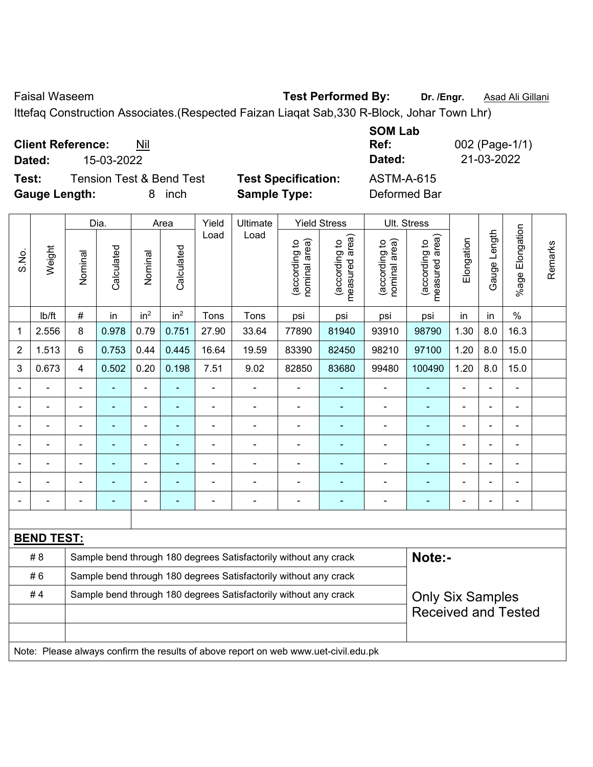Faisal Waseem **Test Performed By:** **Dr. /Engr.** Asad Ali Gillani

Ittefaq Construction Associates.(Respected Faizan Liaqat Sab,330 R-Block, Johar Town Lhr)

**Client Reference:** Nil
**Dated:** 15-03-2022

**SOM Lab Ref:** 002 (Page-1/1)
**Dated:** 21-03-2022

**Test:** Tension Test & Bend Test
**Test Specification:** ASTM-A-615
**Gauge Length:** 8 inch
**Sample Type:** Deformed Bar

| S.No. | Weight | Dia. | | Area | | Yield Load | Ultimate Load | Yield Stress | | Ult. Stress | | Elongation | Gauge Length | %age Elongation | Remarks |
|---|---|---|---|---|---|---|---|---|---|---|---|---|---|---|---|
| | | Nominal | Calculated | Nominal | Calculated | | | (according to nominal area) | (according to measured area) | (according to nominal area) | (according to measured area) | | | | |
| | lb/ft | # | in | in$^2$ | in$^2$ | Tons | Tons | psi | psi | psi | psi | in | in | % | |
| 1 | 2.556 | 8 | 0.978 | 0.79 | 0.751 | 27.90 | 33.64 | 77890 | 81940 | 93910 | 98790 | 1.30 | 8.0 | 16.3 | |
| 2 | 1.513 | 6 | 0.753 | 0.44 | 0.445 | 16.64 | 19.59 | 83390 | 82450 | 98210 | 97100 | 1.20 | 8.0 | 15.0 | |
| 3 | 0.673 | 4 | 0.502 | 0.20 | 0.198 | 7.51 | 9.02 | 82850 | 83680 | 99480 | 100490 | 1.20 | 8.0 | 15.0 | |
| - | - | - | - | - | - | - | - | - | - | - | - | - | - | - | |
| - | - | - | - | - | - | - | - | - | - | - | - | - | - | - | |
| - | - | - | - | - | - | - | - | - | - | - | - | - | - | - | |
| - | - | - | - | - | - | - | - | - | - | - | - | - | - | - | |
| - | - | - | - | - | - | - | - | - | - | - | - | - | - | - | |
| - | - | - | - | - | - | - | - | - | - | - | - | - | - | - | |
| - | - | - | - | - | - | - | - | - | - | - | - | - | - | - | |

**BEND TEST:**

| | | |
|---|---|---|
| # 8 | Sample bend through 180 degrees Satisfactorily without any crack | **Note:-** |
| # 6 | Sample bend through 180 degrees Satisfactorily without any crack | |
| # 4 | Sample bend through 180 degrees Satisfactorily without any crack | Only Six Samples Received and Tested |

Note: Please always confirm the results of above report on web www.uet-civil.edu.pk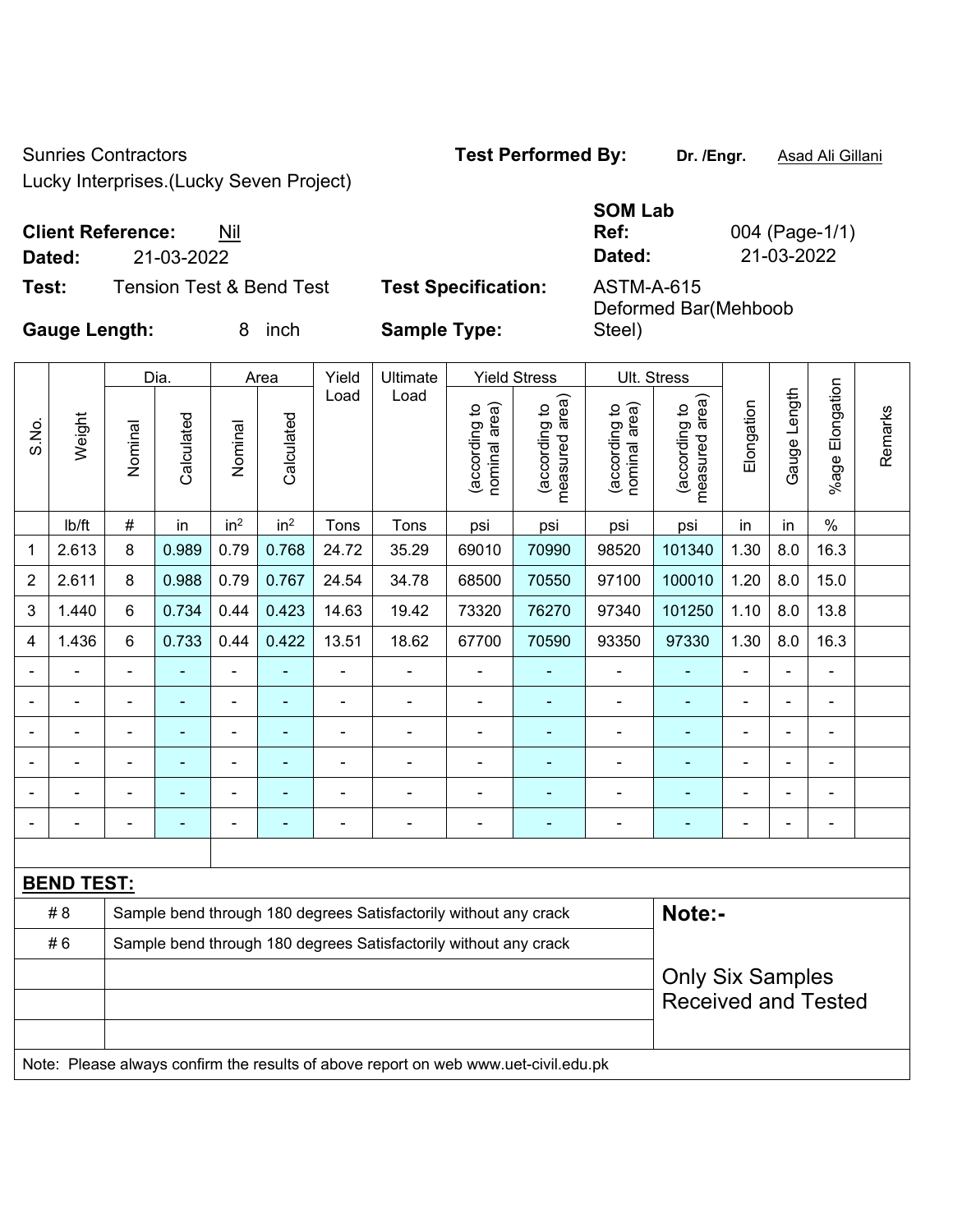Sunries Contractors

Lucky Interprises.(Lucky Seven Project)

**Test Performed By:** **Dr. /Engr.** Asad Ali Gillani

**Client Reference:** Nil

**Dated:** 21-03-2022

**SOM Lab Ref:** 004 (Page-1/1)

**Dated:** 21-03-2022

**Test:** Tension Test & Bend Test

**Test Specification:** ASTM-A-615

**Gauge Length:** 8 inch

**Sample Type:** Deformed Bar(Mehboob Steel)

| S.No. | Weight | Dia. | | Area | | Yield Load | Ultimate Load | Yield Stress | | Ult. Stress | | Elongation | Gauge Length | %age Elongation | Remarks |
|---|---|---|---|---|---|---|---|---|---|---|---|---|---|---|---|
| | | Nominal | Calculated | Nominal | Calculated | | | (according to nominal area) | (according to measured area) | (according to nominal area) | (according to measured area) | | | | |
| | lb/ft | # | in | in² | in² | Tons | Tons | psi | psi | psi | psi | in | in | % | |
| 1 | 2.613 | 8 | 0.989 | 0.79 | 0.768 | 24.72 | 35.29 | 69010 | 70990 | 98520 | 101340 | 1.30 | 8.0 | 16.3 | |
| 2 | 2.611 | 8 | 0.988 | 0.79 | 0.767 | 24.54 | 34.78 | 68500 | 70550 | 97100 | 100010 | 1.20 | 8.0 | 15.0 | |
| 3 | 1.440 | 6 | 0.734 | 0.44 | 0.423 | 14.63 | 19.42 | 73320 | 76270 | 97340 | 101250 | 1.10 | 8.0 | 13.8 | |
| 4 | 1.436 | 6 | 0.733 | 0.44 | 0.422 | 13.51 | 18.62 | 67700 | 70590 | 93350 | 97330 | 1.30 | 8.0 | 16.3 | |
| - | - | - | - | - | - | - | - | - | - | - | - | - | - | - | |
| - | - | - | - | - | - | - | - | - | - | - | - | - | - | - | |
| - | - | - | - | - | - | - | - | - | - | - | - | - | - | - | |
| - | - | - | - | - | - | - | - | - | - | - | - | - | - | - | |
| - | - | - | - | - | - | - | - | - | - | - | - | - | - | - | |
| - | - | - | - | - | - | - | - | - | - | - | - | - | - | - | |

**BEND TEST:**

| | | |
|---|---|---|
| # 8 | Sample bend through 180 degrees Satisfactorily without any crack | **Note:-** |
| # 6 | Sample bend through 180 degrees Satisfactorily without any crack | Only Six Samples Received and Tested |

Note: Please always confirm the results of above report on web www.uet-civil.edu.pk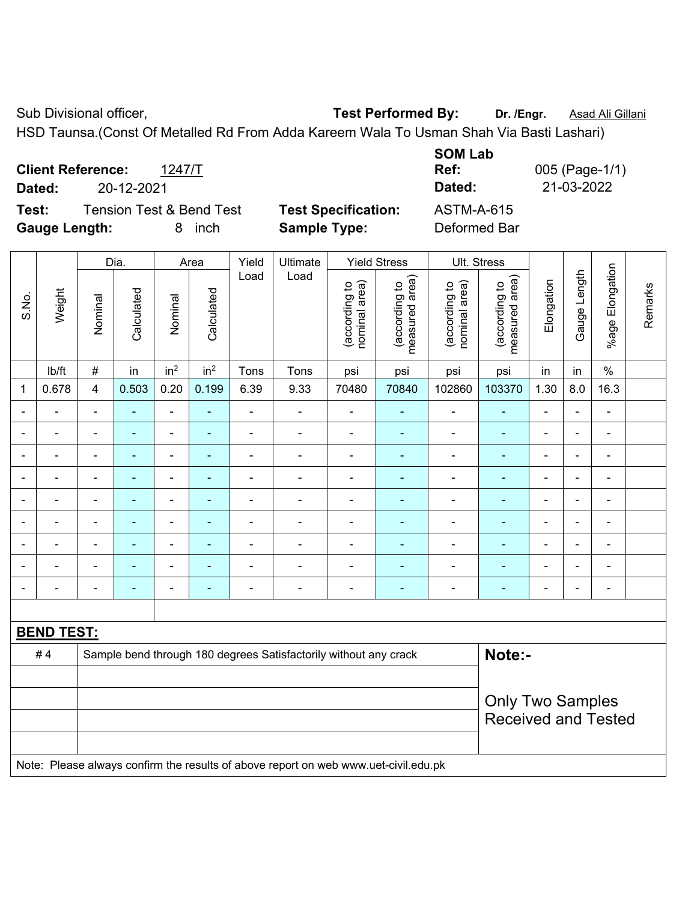Sub Divisional officer, **Test Performed By:** **Dr. /Engr.** Asad Ali Gillani

HSD Taunsa.(Const Of Metalled Rd From Adda Kareem Wala To Usman Shah Via Basti Lashari)

**Client Reference:** 1247/T

**Dated:** 20-12-2021

**SOM Lab Ref:** 005 (Page-1/1)

**Dated:** 21-03-2022

**Test:** Tension Test & Bend Test **Test Specification:** ASTM-A-615

**Gauge Length:** 8 inch **Sample Type:** Deformed Bar

| S.No. | Weight | Dia. | | Area | | Yield Load | Ultimate Load | Yield Stress | | Ult. Stress | | Elongation | Gauge Length | %age Elongation | Remarks |
|---|---|---|---|---|---|---|---|---|---|---|---|---|---|---|---|
| | | Nominal | Calculated | Nominal | Calculated | | | (according to nominal area) | (according to measured area) | (according to nominal area) | (according to measured area) | | | | |
| | lb/ft | # | in | $in^2$ | $in^2$ | Tons | Tons | psi | psi | psi | psi | in | in | % | |
| 1 | 0.678 | 4 | 0.503 | 0.20 | 0.199 | 6.39 | 9.33 | 70480 | 70840 | 102860 | 103370 | 1.30 | 8.0 | 16.3 | |
| - | - | - | - | - | - | - | - | - | - | - | - | - | - | - | |
| - | - | - | - | - | - | - | - | - | - | - | - | - | - | - | |
| - | - | - | - | - | - | - | - | - | - | - | - | - | - | - | |
| - | - | - | - | - | - | - | - | - | - | - | - | - | - | - | |
| - | - | - | - | - | - | - | - | - | - | - | - | - | - | - | |
| - | - | - | - | - | - | - | - | - | - | - | - | - | - | - | |
| - | - | - | - | - | - | - | - | - | - | - | - | - | - | - | |
| - | - | - | - | - | - | - | - | - | - | - | - | - | - | - | |
| - | - | - | - | - | - | - | - | - | - | - | - | - | - | - | |

**BEND TEST:**

| | | |
|---|---|---|
| # 4 | Sample bend through 180 degrees Satisfactorily without any crack | **Note:-** |
| | | Only Two Samples Received and Tested |
| | | |
| | | |
| | | |

Note: Please always confirm the results of above report on web www.uet-civil.edu.pk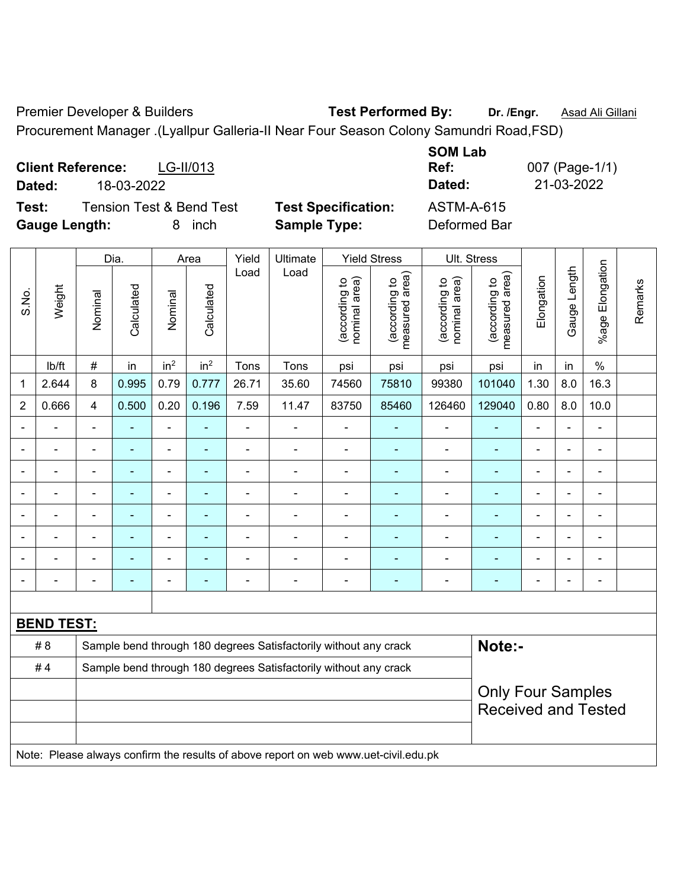Premier Developer & Builders **Test Performed By:** **Dr. /Engr.** Asad Ali Gillani

Procurement Manager .(Lyallpur Galleria-II Near Four Season Colony Samundri Road,FSD)

**Client Reference:** LG-II/013
**Dated:** 18-03-2022

**SOM Lab Ref:** 007 (Page-1/1)
**Dated:** 21-03-2022

**Test:** Tension Test & Bend Test **Test Specification:** ASTM-A-615
**Gauge Length:** 8 inch **Sample Type:** Deformed Bar

| S.No. | Weight | Dia. | | Area | | Yield Load | Ultimate Load | Yield Stress | | Ult. Stress | | Elongation | Gauge Length | %age Elongation | Remarks |
|---|---|---|---|---|---|---|---|---|---|---|---|---|---|---|---|
| | | Nominal | Calculated | Nominal | Calculated | | | (according to nominal area) | (according to measured area) | (according to nominal area) | (according to measured area) | | | | |
| | lb/ft | # | in | in$^2$ | in$^2$ | Tons | Tons | psi | psi | psi | psi | in | in | % | |
| 1 | 2.644 | 8 | 0.995 | 0.79 | 0.777 | 26.71 | 35.60 | 74560 | 75810 | 99380 | 101040 | 1.30 | 8.0 | 16.3 | |
| 2 | 0.666 | 4 | 0.500 | 0.20 | 0.196 | 7.59 | 11.47 | 83750 | 85460 | 126460 | 129040 | 0.80 | 8.0 | 10.0 | |
| - | - | - | - | - | - | - | - | - | - | - | - | - | - | - | |
| - | - | - | - | - | - | - | - | - | - | - | - | - | - | - | |
| - | - | - | - | - | - | - | - | - | - | - | - | - | - | - | |
| - | - | - | - | - | - | - | - | - | - | - | - | - | - | - | |
| - | - | - | - | - | - | - | - | - | - | - | - | - | - | - | |
| - | - | - | - | - | - | - | - | - | - | - | - | - | - | - | |
| - | - | - | - | - | - | - | - | - | - | - | - | - | - | - | |
| - | - | - | - | - | - | - | - | - | - | - | - | - | - | - | |

**BEND TEST:**

| | | |
|---|---|---|
| # 8 | Sample bend through 180 degrees Satisfactorily without any crack | **Note:-** |
| # 4 | Sample bend through 180 degrees Satisfactorily without any crack | Only Four Samples Received and Tested |

Note: Please always confirm the results of above report on web www.uet-civil.edu.pk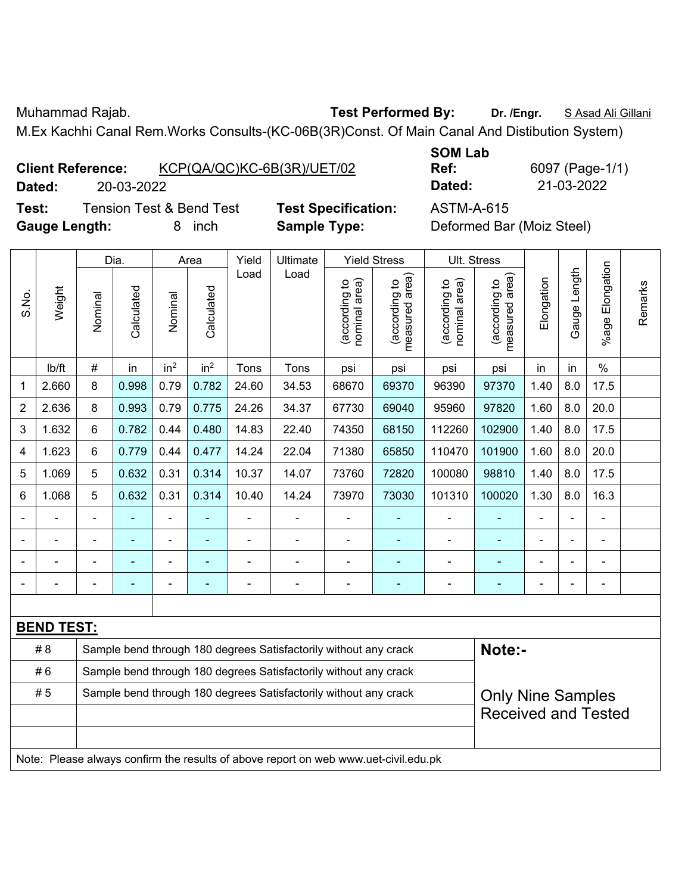Muhammad Rajab. **Test Performed By:** **Dr. /Engr.** S Asad Ali Gillani

M.Ex Kachhi Canal Rem.Works Consults-(KC-06B(3R)Const. Of Main Canal And Distibution System)

**Client Reference:** KCP(QA/QC)KC-6B(3R)/UET/02 **SOM Lab Ref:** 6097 (Page-1/1)

**Dated:** 20-03-2022 **Dated:** 21-03-2022

**Test:** Tension Test & Bend Test **Test Specification:** ASTM-A-615

**Gauge Length:** 8 inch **Sample Type:** Deformed Bar (Moiz Steel)

| S.No. | Weight | Dia. | | Area | | Yield Load | Ultimate Load | Yield Stress | | Ult. Stress | | Elongation | Gauge Length | %age Elongation | Remarks |
|---|---|---|---|---|---|---|---|---|---|---|---|---|---|---|---|
| | | Nominal | Calculated | Nominal | Calculated | | | (according to nominal area) | (according to measured area) | (according to nominal area) | (according to measured area) | | | | |
| | lb/ft | # | in | $in^2$ | $in^2$ | Tons | Tons | psi | psi | psi | psi | in | in | % | |
| 1 | 2.660 | 8 | 0.998 | 0.79 | 0.782 | 24.60 | 34.53 | 68670 | 69370 | 96390 | 97370 | 1.40 | 8.0 | 17.5 | |
| 2 | 2.636 | 8 | 0.993 | 0.79 | 0.775 | 24.26 | 34.37 | 67730 | 69040 | 95960 | 97820 | 1.60 | 8.0 | 20.0 | |
| 3 | 1.632 | 6 | 0.782 | 0.44 | 0.480 | 14.83 | 22.40 | 74350 | 68150 | 112260 | 102900 | 1.40 | 8.0 | 17.5 | |
| 4 | 1.623 | 6 | 0.779 | 0.44 | 0.477 | 14.24 | 22.04 | 71380 | 65850 | 110470 | 101900 | 1.60 | 8.0 | 20.0 | |
| 5 | 1.069 | 5 | 0.632 | 0.31 | 0.314 | 10.37 | 14.07 | 73760 | 72820 | 100080 | 98810 | 1.40 | 8.0 | 17.5 | |
| 6 | 1.068 | 5 | 0.632 | 0.31 | 0.314 | 10.40 | 14.24 | 73970 | 73030 | 101310 | 100020 | 1.30 | 8.0 | 16.3 | |
| - | - | - | - | - | - | - | - | - | - | - | - | - | - | - | |
| - | - | - | - | - | - | - | - | - | - | - | - | - | - | - | |
| - | - | - | - | - | - | - | - | - | - | - | - | - | - | - | |
| - | - | - | - | - | - | - | - | - | - | - | - | - | - | - | |

**BEND TEST:**

| | | |
|---|---|---|
| # 8 | Sample bend through 180 degrees Satisfactorily without any crack | **Note:-** |
| # 6 | Sample bend through 180 degrees Satisfactorily without any crack | |
| # 5 | Sample bend through 180 degrees Satisfactorily without any crack | Only Nine Samples Received and Tested |

Note: Please always confirm the results of above report on web www.uet-civil.edu.pk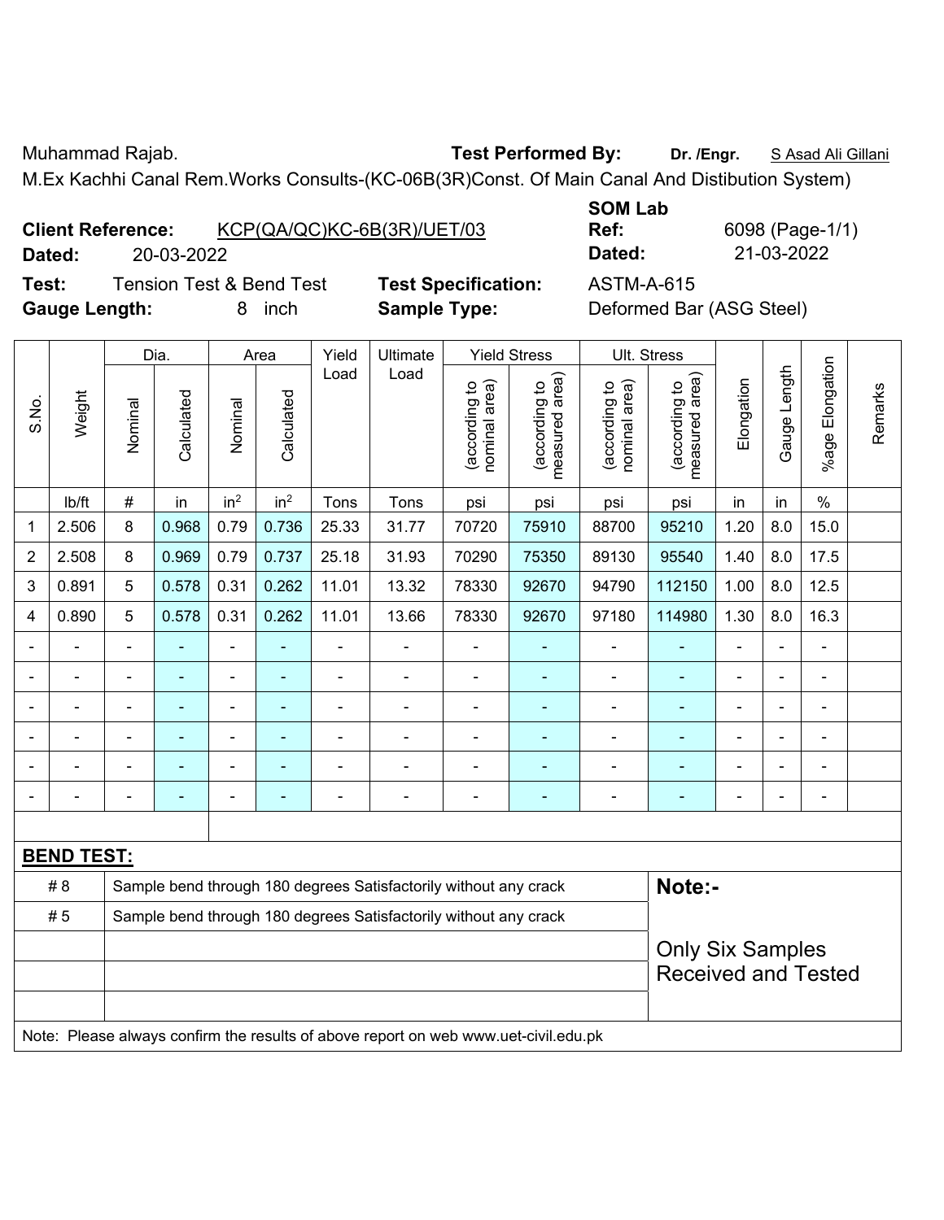Muhammad Rajab. **Test Performed By:** **Dr. /Engr.** S Asad Ali Gillani

M.Ex Kachhi Canal Rem.Works Consults-(KC-06B(3R)Const. Of Main Canal And Distibution System)

**Client Reference:** KCP(QA/QC)KC-6B(3R)/UET/03 **SOM Lab Ref:** 6098 (Page-1/1)

**Dated:** 20-03-2022 **Dated:** 21-03-2022

**Test:** Tension Test & Bend Test **Test Specification:** ASTM-A-615

**Gauge Length:** 8 inch **Sample Type:** Deformed Bar (ASG Steel)

| S.No. | Weight | Dia. | | Area | | Yield Load | Ultimate Load | Yield Stress | | Ult. Stress | | Elongation | Gauge Length | %age Elongation | Remarks |
|---|---|---|---|---|---|---|---|---|---|---|---|---|---|---|---|
| | | Nominal | Calculated | Nominal | Calculated | | | (according to nominal area) | (according to measured area) | (according to nominal area) | (according to measured area) | | | | |
| | lb/ft | # | in | $in^2$ | $in^2$ | Tons | Tons | psi | psi | psi | psi | in | in | % | |
| 1 | 2.506 | 8 | 0.968 | 0.79 | 0.736 | 25.33 | 31.77 | 70720 | 75910 | 88700 | 95210 | 1.20 | 8.0 | 15.0 | |
| 2 | 2.508 | 8 | 0.969 | 0.79 | 0.737 | 25.18 | 31.93 | 70290 | 75350 | 89130 | 95540 | 1.40 | 8.0 | 17.5 | |
| 3 | 0.891 | 5 | 0.578 | 0.31 | 0.262 | 11.01 | 13.32 | 78330 | 92670 | 94790 | 112150 | 1.00 | 8.0 | 12.5 | |
| 4 | 0.890 | 5 | 0.578 | 0.31 | 0.262 | 11.01 | 13.66 | 78330 | 92670 | 97180 | 114980 | 1.30 | 8.0 | 16.3 | |
| - | - | - | - | - | - | - | - | - | - | - | - | - | - | - | |
| - | - | - | - | - | - | - | - | - | - | - | - | - | - | - | |
| - | - | - | - | - | - | - | - | - | - | - | - | - | - | - | |
| - | - | - | - | - | - | - | - | - | - | - | - | - | - | - | |
| - | - | - | - | - | - | - | - | - | - | - | - | - | - | - | |
| - | - | - | - | - | - | - | - | - | - | - | - | - | - | - | |

**BEND TEST:**

| | | |
|---|---|---|
| # 8 | Sample bend through 180 degrees Satisfactorily without any crack | **Note:-** |
| # 5 | Sample bend through 180 degrees Satisfactorily without any crack | Only Six Samples Received and Tested |

Note: Please always confirm the results of above report on web www.uet-civil.edu.pk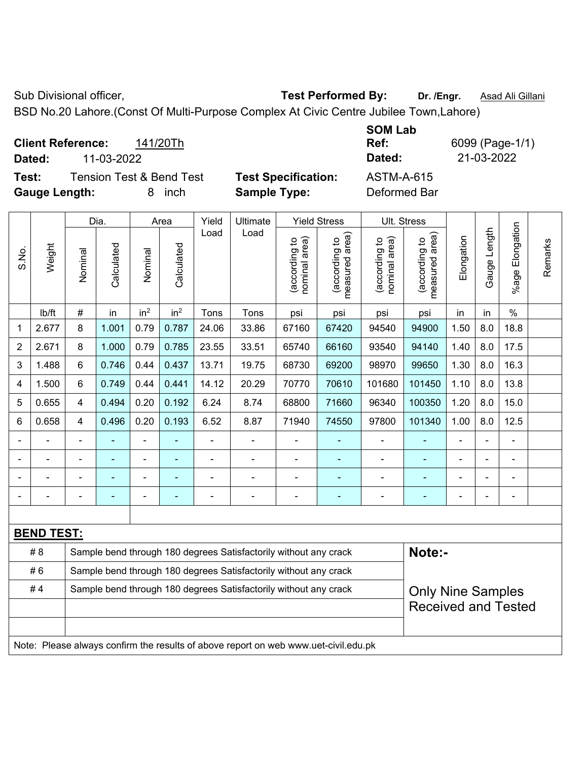Sub Divisional officer, **Test Performed By:** **Dr. /Engr.** Asad Ali Gillani

BSD No.20 Lahore.(Const Of Multi-Purpose Complex At Civic Centre Jubilee Town,Lahore)

**Client Reference:** 141/20Th

**Dated:** 11-03-2022

**SOM Lab Ref:** 6099 (Page-1/1)

**Dated:** 21-03-2022

**Test:** Tension Test & Bend Test

**Test Specification:** ASTM-A-615

**Gauge Length:** 8 inch

**Sample Type:** Deformed Bar

| S.No. | Weight | Dia. | | Area | | Yield Load | Ultimate Load | Yield Stress | | Ult. Stress | | Elongation | Gauge Length | %age Elongation | Remarks |
|---|---|---|---|---|---|---|---|---|---|---|---|---|---|---|---|
| | | Nominal | Calculated | Nominal | Calculated | | | (according to nominal area) | (according to measured area) | (according to nominal area) | (according to measured area) | | | | |
| | lb/ft | # | in | $in^2$ | $in^2$ | Tons | Tons | psi | psi | psi | psi | in | in | % | |
| 1 | 2.677 | 8 | 1.001 | 0.79 | 0.787 | 24.06 | 33.86 | 67160 | 67420 | 94540 | 94900 | 1.50 | 8.0 | 18.8 | |
| 2 | 2.671 | 8 | 1.000 | 0.79 | 0.785 | 23.55 | 33.51 | 65740 | 66160 | 93540 | 94140 | 1.40 | 8.0 | 17.5 | |
| 3 | 1.488 | 6 | 0.746 | 0.44 | 0.437 | 13.71 | 19.75 | 68730 | 69200 | 98970 | 99650 | 1.30 | 8.0 | 16.3 | |
| 4 | 1.500 | 6 | 0.749 | 0.44 | 0.441 | 14.12 | 20.29 | 70770 | 70610 | 101680 | 101450 | 1.10 | 8.0 | 13.8 | |
| 5 | 0.655 | 4 | 0.494 | 0.20 | 0.192 | 6.24 | 8.74 | 68800 | 71660 | 96340 | 100350 | 1.20 | 8.0 | 15.0 | |
| 6 | 0.658 | 4 | 0.496 | 0.20 | 0.193 | 6.52 | 8.87 | 71940 | 74550 | 97800 | 101340 | 1.00 | 8.0 | 12.5 | |
| - | - | - | - | - | - | - | - | - | - | - | - | - | - | - | |
| - | - | - | - | - | - | - | - | - | - | - | - | - | - | - | |
| - | - | - | - | - | - | - | - | - | - | - | - | - | - | - | |
| - | - | - | - | - | - | - | - | - | - | - | - | - | - | - | |

**BEND TEST:**

| | | |
|---|---|---|
| # 8 | Sample bend through 180 degrees Satisfactorily without any crack | **Note:-** |
| # 6 | Sample bend through 180 degrees Satisfactorily without any crack | |
| # 4 | Sample bend through 180 degrees Satisfactorily without any crack | Only Nine Samples Received and Tested |

Note: Please always confirm the results of above report on web www.uet-civil.edu.pk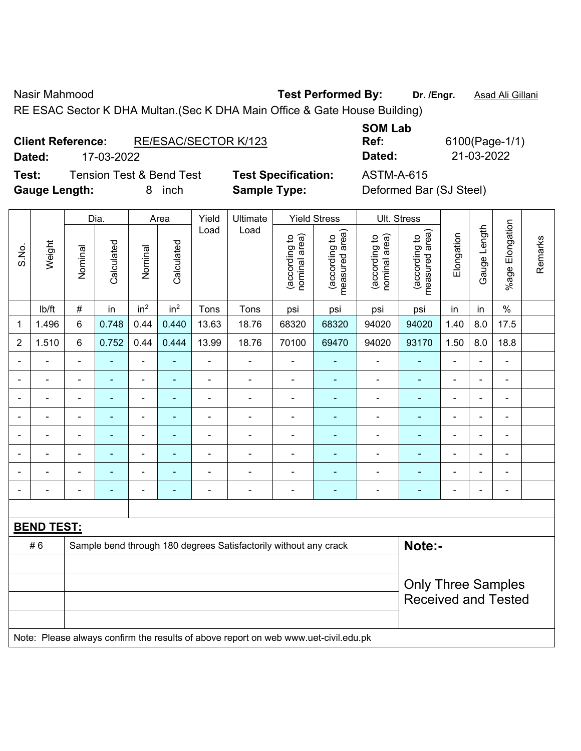Nasir Mahmood

**Test Performed By:** **Dr. /Engr.** Asad Ali Gillani

RE ESAC Sector K DHA Multan.(Sec K DHA Main Office & Gate House Building)

**Client Reference:** RE/ESAC/SECTOR K/123

**Dated:** 17-03-2022

**SOM Lab Ref:** 6100(Page-1/1)

**Dated:** 21-03-2022

**Test:** Tension Test & Bend Test

**Test Specification:** ASTM-A-615

**Gauge Length:** 8 inch

**Sample Type:** Deformed Bar (SJ Steel)

| S.No. | Weight | Dia. | | Area | | Yield Load | Ultimate Load | Yield Stress | | Ult. Stress | | Elongation | Gauge Length | %age Elongation | Remarks |
|---|---|---|---|---|---|---|---|---|---|---|---|---|---|---|---|
| | | Nominal | Calculated | Nominal | Calculated | | | (according to nominal area) | (according to measured area) | (according to nominal area) | (according to measured area) | | | | |
| | lb/ft | # | in | $in^2$ | $in^2$ | Tons | Tons | psi | psi | psi | psi | in | in | % | |
| 1 | 1.496 | 6 | 0.748 | 0.44 | 0.440 | 13.63 | 18.76 | 68320 | 68320 | 94020 | 94020 | 1.40 | 8.0 | 17.5 | |
| 2 | 1.510 | 6 | 0.752 | 0.44 | 0.444 | 13.99 | 18.76 | 70100 | 69470 | 94020 | 93170 | 1.50 | 8.0 | 18.8 | |
| - | - | - | - | - | - | - | - | - | - | - | - | - | - | - | |
| - | - | - | - | - | - | - | - | - | - | - | - | - | - | - | |
| - | - | - | - | - | - | - | - | - | - | - | - | - | - | - | |
| - | - | - | - | - | - | - | - | - | - | - | - | - | - | - | |
| - | - | - | - | - | - | - | - | - | - | - | - | - | - | - | |
| - | - | - | - | - | - | - | - | - | - | - | - | - | - | - | |
| - | - | - | - | - | - | - | - | - | - | - | - | - | - | - | |
| - | - | - | - | - | - | - | - | - | - | - | - | - | - | - | |

**BEND TEST:**

| # 6 | Sample bend through 180 degrees Satisfactorily without any crack |
|---|---|
| | |
| | |
| | |
| | |

**Note:-**

Only Three Samples Received and Tested

Note: Please always confirm the results of above report on web www.uet-civil.edu.pk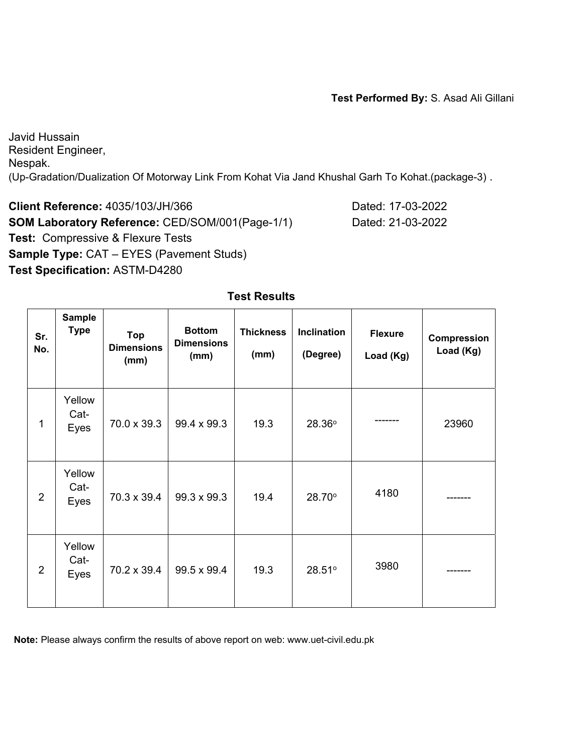**Test Performed By:** S. Asad Ali Gillani

Javid Hussain
Resident Engineer,
Nespak.
(Up-Gradation/Dualization Of Motorway Link From Kohat Via Jand Khushal Garh To Kohat.(package-3) .

**Client Reference:** 4035/103/JH/366 Dated: 17-03-2022
**SOM Laboratory Reference:** CED/SOM/001(Page-1/1) Dated: 21-03-2022
**Test:** Compressive & Flexure Tests
**Sample Type:** CAT – EYES (Pavement Studs)
**Test Specification:** ASTM-D4280

## Test Results

| Sr. No. | Sample Type | Top Dimensions (mm) | Bottom Dimensions (mm) | Thickness (mm) | Inclination (Degree) | Flexure Load (Kg) | Compression Load (Kg) |
|---|---|---|---|---|---|---|---|
| 1 | Yellow Cat-Eyes | 70.0 x 39.3 | 99.4 x 99.3 | 19.3 | 28.36° | ------- | 23960 |
| 2 | Yellow Cat-Eyes | 70.3 x 39.4 | 99.3 x 99.3 | 19.4 | 28.70° | 4180 | ------- |
| 2 | Yellow Cat-Eyes | 70.2 x 39.4 | 99.5 x 99.4 | 19.3 | 28.51° | 3980 | ------- |

**Note:** Please always confirm the results of above report on web: www.uet-civil.edu.pk